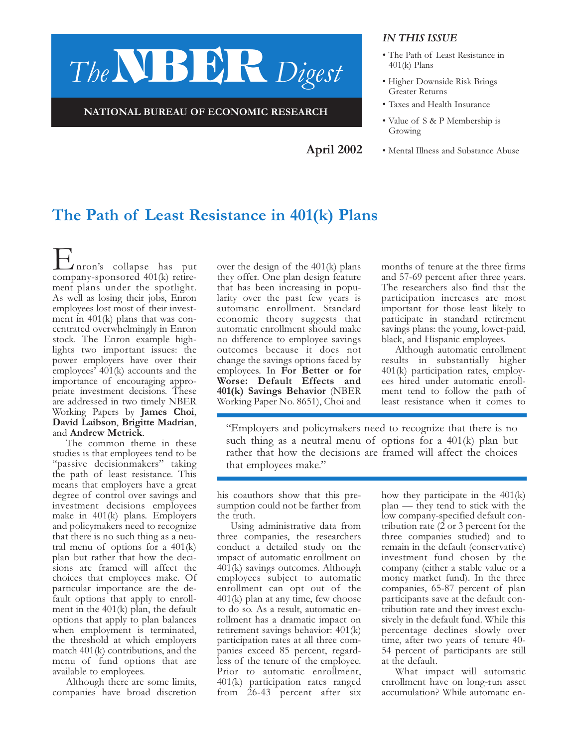# The NBER Digest

**NATIONAL BUREAU OF ECONOMIC RESEARCH**

**April 2002**

*IN THIS ISSUE*

- The Path of Least Resistance in 401(k) Plans
- Higher Downside Risk Brings Greater Returns
- Taxes and Health Insurance
- Value of S & P Membership is Growing
- Mental Illness and Substance Abuse

## The Path of Least Resistance in 401(k) Plans

Enron's collapse has put company-sponsored 401(k) retirement plans under the spotlight. As well as losing their jobs, Enron employees lost most of their investment in 401(k) plans that was concentrated overwhelmingly in Enron stock. The Enron example highlights two important issues: the power employers have over their employees' 401(k) accounts and the importance of encouraging appropriate investment decisions. These are addressed in two timely NBER Working Papers by **James Choi**, **David Laibson**, **Brigitte Madrian**, and **Andrew Metrick**.

The common theme in these studies is that employees tend to be "passive decisionmakers" taking the path of least resistance. This means that employers have a great degree of control over savings and investment decisions employees make in 401(k) plans. Employers and policymakers need to recognize that there is no such thing as a neutral menu of options for a 401(k) plan but rather that how the decisions are framed will affect the choices that employees make. Of particular importance are the default options that apply to enrollment in the 401(k) plan, the default options that apply to plan balances when employment is terminated, the threshold at which employers match 401(k) contributions, and the menu of fund options that are available to employees.

Although there are some limits, companies have broad discretion over the design of the 401(k) plans they offer. One plan design feature that has been increasing in popularity over the past few years is automatic enrollment. Standard economic theory suggests that automatic enrollment should make no difference to employee savings outcomes because it does not change the savings options faced by employees. In **For Better or for Worse: Default Effects and 401(k) Savings Behavior** (NBER Working Paper No. 8651), Choi and his coauthors show that this presumption could not be farther from the truth.

> "Employers and policymakers need to recognize that there is no such thing as a neutral menu of options for a 401(k) plan but rather that how the decisions are framed will affect the choices that employees make."

Using administrative data from three companies, the researchers conduct a detailed study on the impact of automatic enrollment on 401(k) savings outcomes. Although employees subject to automatic enrollment can opt out of the 401(k) plan at any time, few choose to do so. As a result, automatic enrollment has a dramatic impact on retirement savings behavior: 401(k) participation rates at all three companies exceed 85 percent, regardless of the tenure of the employee. Prior to automatic enrollment, 401(k) participation rates ranged from 26-43 percent after six months of tenure at the three firms and 57-69 percent after three years. The researchers also find that the participation increases are most important for those least likely to participate in standard retirement savings plans: the young, lower-paid, black, and Hispanic employees.

Although automatic enrollment results in substantially higher 401(k) participation rates, employees hired under automatic enrollment tend to follow the path of least resistance when it comes to how they participate in the 401(k) plan — they tend to stick with the low company-specified default contribution rate (2 or 3 percent for the three companies studied) and to remain in the default (conservative) investment fund chosen by the company (either a stable value or a money market fund). In the three companies, 65-87 percent of plan participants save at the default contribution rate and they invest exclusively in the default fund. While this percentage declines slowly over time, after two years of tenure 40-54 percent of participants are still at the default.

What impact will automatic enrollment have on long-run asset accumulation? While automatic en-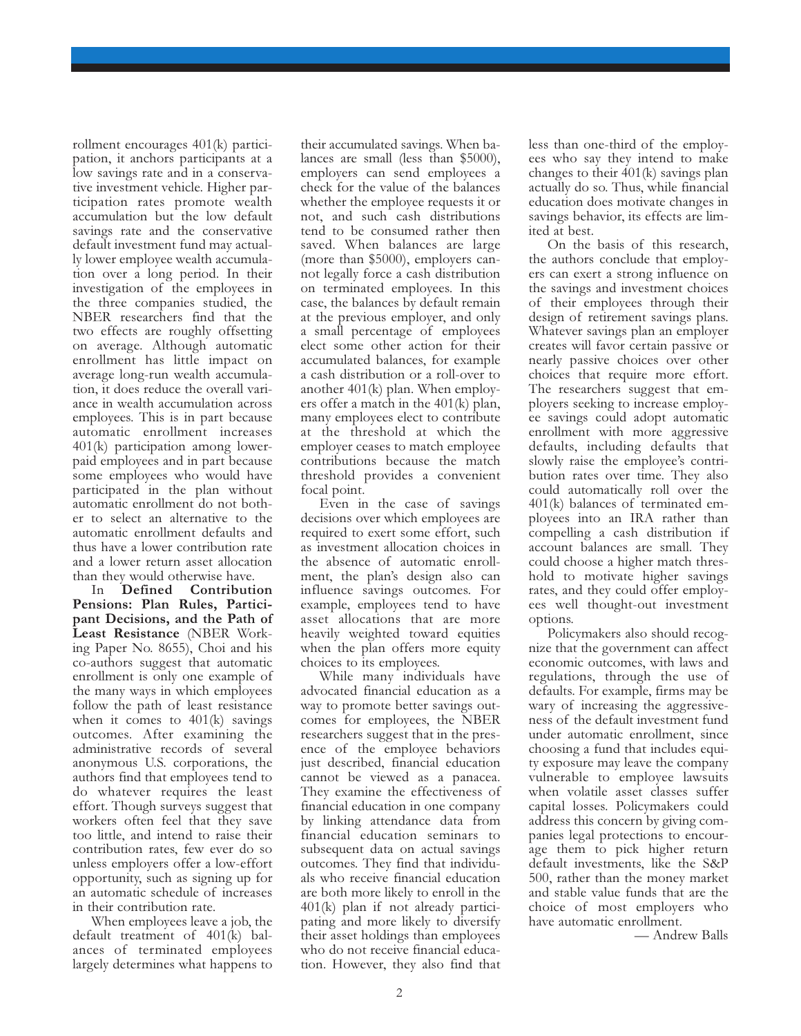rollment encourages 401(k) participation, it anchors participants at a low savings rate and in a conservative investment vehicle. Higher participation rates promote wealth accumulation but the low default savings rate and the conservative default investment fund may actually lower employee wealth accumulation over a long period. In their investigation of the employees in the three companies studied, the NBER researchers find that the two effects are roughly offsetting on average. Although automatic enrollment has little impact on average long-run wealth accumulation, it does reduce the overall variance in wealth accumulation across employees. This is in part because automatic enrollment increases 401(k) participation among lower-paid employees and in part because some employees who would have participated in the plan without automatic enrollment do not bother to select an alternative to the automatic enrollment defaults and thus have a lower contribution rate and a lower return asset allocation than they would otherwise have.

In **Defined Contribution Pensions: Plan Rules, Participant Decisions, and the Path of Least Resistance** (NBER Working Paper No. 8655), Choi and his co-authors suggest that automatic enrollment is only one example of the many ways in which employees follow the path of least resistance when it comes to 401(k) savings outcomes. After examining the administrative records of several anonymous U.S. corporations, the authors find that employees tend to do whatever requires the least effort. Though surveys suggest that workers often feel that they save too little, and intend to raise their contribution rates, few ever do so unless employers offer a low-effort opportunity, such as signing up for an automatic schedule of increases in their contribution rate.

When employees leave a job, the default treatment of 401(k) balances of terminated employees largely determines what happens to their accumulated savings. When balances are small (less than $5000), employers can send employees a check for the value of the balances whether the employee requests it or not, and such cash distributions tend to be consumed rather then saved. When balances are large (more than $5000), employers cannot legally force a cash distribution on terminated employees. In this case, the balances by default remain at the previous employer, and only a small percentage of employees elect some other action for their accumulated balances, for example a cash distribution or a roll-over to another 401(k) plan. When employers offer a match in the 401(k) plan, many employees elect to contribute at the threshold at which the employer ceases to match employee contributions because the match threshold provides a convenient focal point.

Even in the case of savings decisions over which employees are required to exert some effort, such as investment allocation choices in the absence of automatic enrollment, the plan's design also can influence savings outcomes. For example, employees tend to have asset allocations that are more heavily weighted toward equities when the plan offers more equity choices to its employees.

While many individuals have advocated financial education as a way to promote better savings outcomes for employees, the NBER researchers suggest that in the presence of the employee behaviors just described, financial education cannot be viewed as a panacea. They examine the effectiveness of financial education in one company by linking attendance data from financial education seminars to subsequent data on actual savings outcomes. They find that individuals who receive financial education are both more likely to enroll in the 401(k) plan if not already participating and more likely to diversify their asset holdings than employees who do not receive financial education. However, they also find that less than one-third of the employees who say they intend to make changes to their 401(k) savings plan actually do so. Thus, while financial education does motivate changes in savings behavior, its effects are limited at best.

On the basis of this research, the authors conclude that employers can exert a strong influence on the savings and investment choices of their employees through their design of retirement savings plans. Whatever savings plan an employer creates will favor certain passive or nearly passive choices over other choices that require more effort. The researchers suggest that employers seeking to increase employee savings could adopt automatic enrollment with more aggressive defaults, including defaults that slowly raise the employee's contribution rates over time. They also could automatically roll over the 401(k) balances of terminated employees into an IRA rather than compelling a cash distribution if account balances are small. They could choose a higher match threshold to motivate higher savings rates, and they could offer employees well thought-out investment options.

Policymakers also should recognize that the government can affect economic outcomes, with laws and regulations, through the use of defaults. For example, firms may be wary of increasing the aggressiveness of the default investment fund under automatic enrollment, since choosing a fund that includes equity exposure may leave the company vulnerable to employee lawsuits when volatile asset classes suffer capital losses. Policymakers could address this concern by giving companies legal protections to encourage them to pick higher return default investments, like the S&P 500, rather than the money market and stable value funds that are the choice of most employers who have automatic enrollment.

— Andrew Balls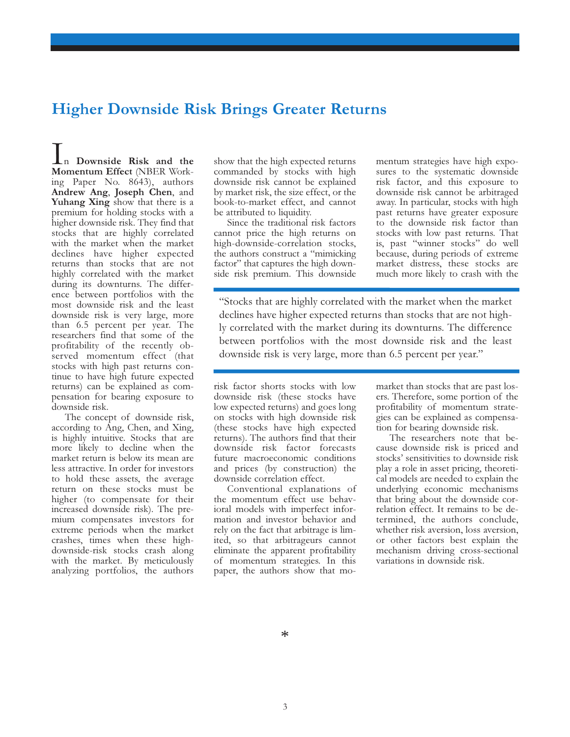# Higher Downside Risk Brings Greater Returns

In **Downside Risk and the Momentum Effect** (NBER Working Paper No. 8643), authors **Andrew Ang**, **Joseph Chen**, and **Yuhang Xing** show that there is a premium for holding stocks with a higher downside risk. They find that stocks that are highly correlated with the market when the market declines have higher expected returns than stocks that are not highly correlated with the market during its downturns. The difference between portfolios with the most downside risk and the least downside risk is very large, more than 6.5 percent per year. The researchers find that some of the profitability of the recently observed momentum effect (that stocks with high past returns continue to have high future expected returns) can be explained as compensation for bearing exposure to downside risk.

The concept of downside risk, according to Ang, Chen, and Xing, is highly intuitive. Stocks that are more likely to decline when the market return is below its mean are less attractive. In order for investors to hold these assets, the average return on these stocks must be higher (to compensate for their increased downside risk). The premium compensates investors for extreme periods when the market crashes, times when these high-downside-risk stocks crash along with the market. By meticulously analyzing portfolios, the authors show that the high expected returns commanded by stocks with high downside risk cannot be explained by market risk, the size effect, or the book-to-market effect, and cannot be attributed to liquidity.

Since the traditional risk factors cannot price the high returns on high-downside-correlation stocks, the authors construct a "mimicking factor" that captures the high downside risk premium. This downside risk factor shorts stocks with low downside risk (these stocks have low expected returns) and goes long on stocks with high downside risk (these stocks have high expected returns). The authors find that their downside risk factor forecasts future macroeconomic conditions and prices (by construction) the downside correlation effect.

Conventional explanations of the momentum effect use behavioral models with imperfect information and investor behavior and rely on the fact that arbitrage is limited, so that arbitrageurs cannot eliminate the apparent profitability of momentum strategies. In this paper, the authors show that momentum strategies have high exposures to the systematic downside risk factor, and this exposure to downside risk cannot be arbitraged away. In particular, stocks with high past returns have greater exposure to the downside risk factor than stocks with low past returns. That is, past "winner stocks" do well because, during periods of extreme market distress, these stocks are much more likely to crash with the market than stocks that are past losers. Therefore, some portion of the profitability of momentum strategies can be explained as compensation for bearing downside risk.

> "Stocks that are highly correlated with the market when the market declines have higher expected returns than stocks that are not highly correlated with the market during its downturns. The difference between portfolios with the most downside risk and the least downside risk is very large, more than 6.5 percent per year."

The researchers note that because downside risk is priced and stocks' sensitivities to downside risk play a role in asset pricing, theoretical models are needed to explain the underlying economic mechanisms that bring about the downside correlation effect. It remains to be determined, the authors conclude, whether risk aversion, loss aversion, or other factors best explain the mechanism driving cross-sectional variations in downside risk.

*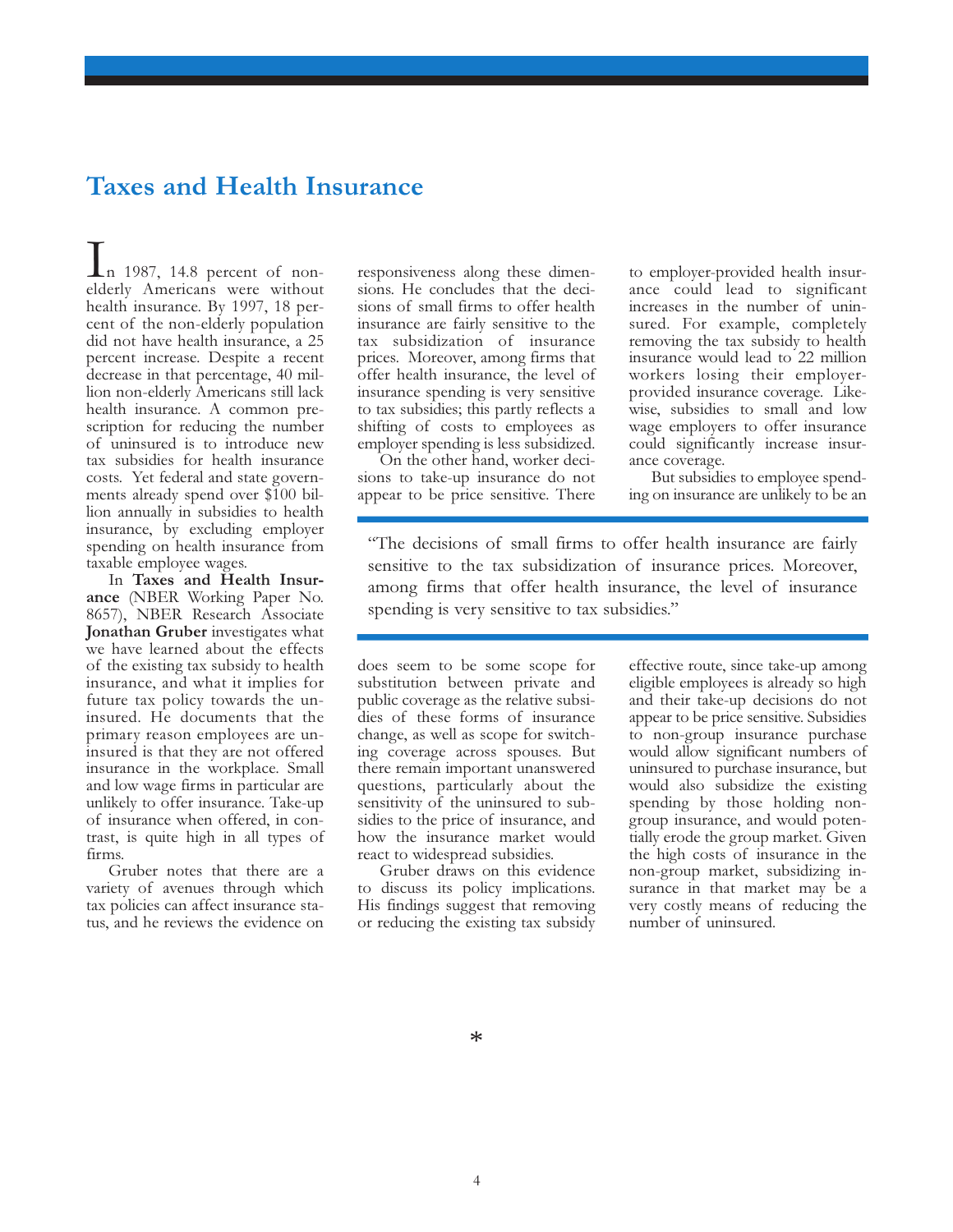# Taxes and Health Insurance

In 1987, 14.8 percent of non-elderly Americans were without health insurance. By 1997, 18 percent of the non-elderly population did not have health insurance, a 25 percent increase. Despite a recent decrease in that percentage, 40 million non-elderly Americans still lack health insurance. A common prescription for reducing the number of uninsured is to introduce new tax subsidies for health insurance costs. Yet federal and state governments already spend over $100 billion annually in subsidies to health insurance, by excluding employer spending on health insurance from taxable employee wages.

In **Taxes and Health Insurance** (NBER Working Paper No. 8657), NBER Research Associate **Jonathan Gruber** investigates what we have learned about the effects of the existing tax subsidy to health insurance, and what it implies for future tax policy towards the uninsured. He documents that the primary reason employees are uninsured is that they are not offered insurance in the workplace. Small and low wage firms in particular are unlikely to offer insurance. Take-up of insurance when offered, in contrast, is quite high in all types of firms.

Gruber notes that there are a variety of avenues through which tax policies can affect insurance status, and he reviews the evidence on responsiveness along these dimensions. He concludes that the decisions of small firms to offer health insurance are fairly sensitive to the tax subsidization of insurance prices. Moreover, among firms that offer health insurance, the level of insurance spending is very sensitive to tax subsidies; this partly reflects a shifting of costs to employees as employer spending is less subsidized.

On the other hand, worker decisions to take-up insurance do not appear to be price sensitive. There does seem to be some scope for substitution between private and public coverage as the relative subsidies of these forms of insurance change, as well as scope for switching coverage across spouses. But there remain important unanswered questions, particularly about the sensitivity of the uninsured to subsidies to the price of insurance, and how the insurance market would react to widespread subsidies.

Gruber draws on this evidence to discuss its policy implications. His findings suggest that removing or reducing the existing tax subsidy to employer-provided health insurance could lead to significant increases in the number of uninsured. For example, completely removing the tax subsidy to health insurance would lead to 22 million workers losing their employer-provided insurance coverage. Likewise, subsidies to small and low wage employers to offer insurance could significantly increase insurance coverage.

But subsidies to employee spending on insurance are unlikely to be an effective route, since take-up among eligible employees is already so high and their take-up decisions do not appear to be price sensitive. Subsidies to non-group insurance purchase would allow significant numbers of uninsured to purchase insurance, but would also subsidize the existing spending by those holding non-group insurance, and would potentially erode the group market. Given the high costs of insurance in the non-group market, subsidizing insurance in that market may be a very costly means of reducing the number of uninsured.

> "The decisions of small firms to offer health insurance are fairly sensitive to the tax subsidization of insurance prices. Moreover, among firms that offer health insurance, the level of insurance spending is very sensitive to tax subsidies."

*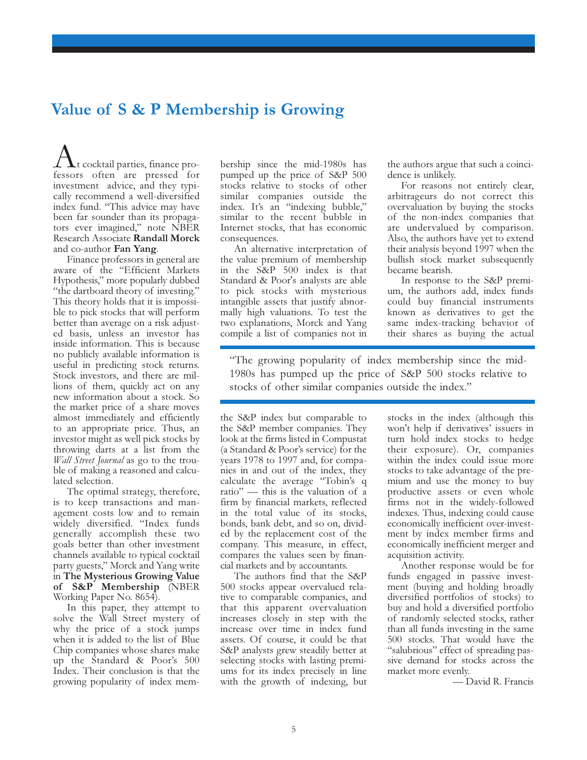# Value of S & P Membership is Growing

At cocktail parties, finance professors often are pressed for investment advice, and they typically recommend a well-diversified index fund. "This advice may have been far sounder than its propagators ever imagined," note NBER Research Associate **Randall Morck** and co-author **Fan Yang**.

Finance professors in general are aware of the "Efficient Markets Hypothesis," more popularly dubbed "the dartboard theory of investing." This theory holds that it is impossible to pick stocks that will perform better than average on a risk adjusted basis, unless an investor has inside information. This is because no publicly available information is useful in predicting stock returns. Stock investors, and there are millions of them, quickly act on any new information about a stock. So the market price of a share moves almost immediately and efficiently to an appropriate price. Thus, an investor might as well pick stocks by throwing darts at a list from the *Wall Street Journal* as go to the trouble of making a reasoned and calculated selection.

The optimal strategy, therefore, is to keep transactions and management costs low and to remain widely diversified. "Index funds generally accomplish these two goals better than other investment channels available to typical cocktail party guests," Morck and Yang write in **The Mysterious Growing Value of S&P Membership** (NBER Working Paper No. 8654).

In this paper, they attempt to solve the Wall Street mystery of why the price of a stock jumps when it is added to the list of Blue Chip companies whose shares make up the Standard & Poor's 500 Index. Their conclusion is that the growing popularity of index membership since the mid-1980s has pumped up the price of S&P 500 stocks relative to stocks of other similar companies outside the index. It's an "indexing bubble," similar to the recent bubble in Internet stocks, that has economic consequences.

An alternative interpretation of the value premium of membership in the S&P 500 index is that Standard & Poor's analysts are able to pick stocks with mysterious intangible assets that justify abnormally high valuations. To test the two explanations, Morck and Yang compile a list of companies not in the S&P index but comparable to the S&P member companies. They look at the firms listed in Compustat (a Standard & Poor's service) for the years 1978 to 1997 and, for companies in and out of the index, they calculate the average "Tobin's q ratio" — this is the valuation of a firm by financial markets, reflected in the total value of its stocks, bonds, bank debt, and so on, divided by the replacement cost of the company. This measure, in effect, compares the values seen by financial markets and by accountants.

> "The growing popularity of index membership since the mid-1980s has pumped up the price of S&P 500 stocks relative to stocks of other similar companies outside the index."

The authors find that the S&P 500 stocks appear overvalued relative to comparable companies, and that this apparent overvaluation increases closely in step with the increase over time in index fund assets. Of course, it could be that S&P analysts grew steadily better at selecting stocks with lasting premiums for its index precisely in line with the growth of indexing, but the authors argue that such a coincidence is unlikely.

For reasons not entirely clear, arbitrageurs do not correct this overvaluation by buying the stocks of the non-index companies that are undervalued by comparison. Also, the authors have yet to extend their analysis beyond 1997 when the bullish stock market subsequently became bearish.

In response to the S&P premium, the authors add, index funds could buy financial instruments known as derivatives to get the same index-tracking behavior of their shares as buying the actual stocks in the index (although this won't help if derivatives' issuers in turn hold index stocks to hedge their exposure). Or, companies within the index could issue more stocks to take advantage of the premium and use the money to buy productive assets or even whole firms not in the widely-followed indexes. Thus, indexing could cause economically inefficient over-investment by index member firms and economically inefficient merger and acquisition activity.

Another response would be for funds engaged in passive investment (buying and holding broadly diversified portfolios of stocks) to buy and hold a diversified portfolio of randomly selected stocks, rather than all funds investing in the same 500 stocks. That would have the "salubrious" effect of spreading passive demand for stocks across the market more evenly.

— David R. Francis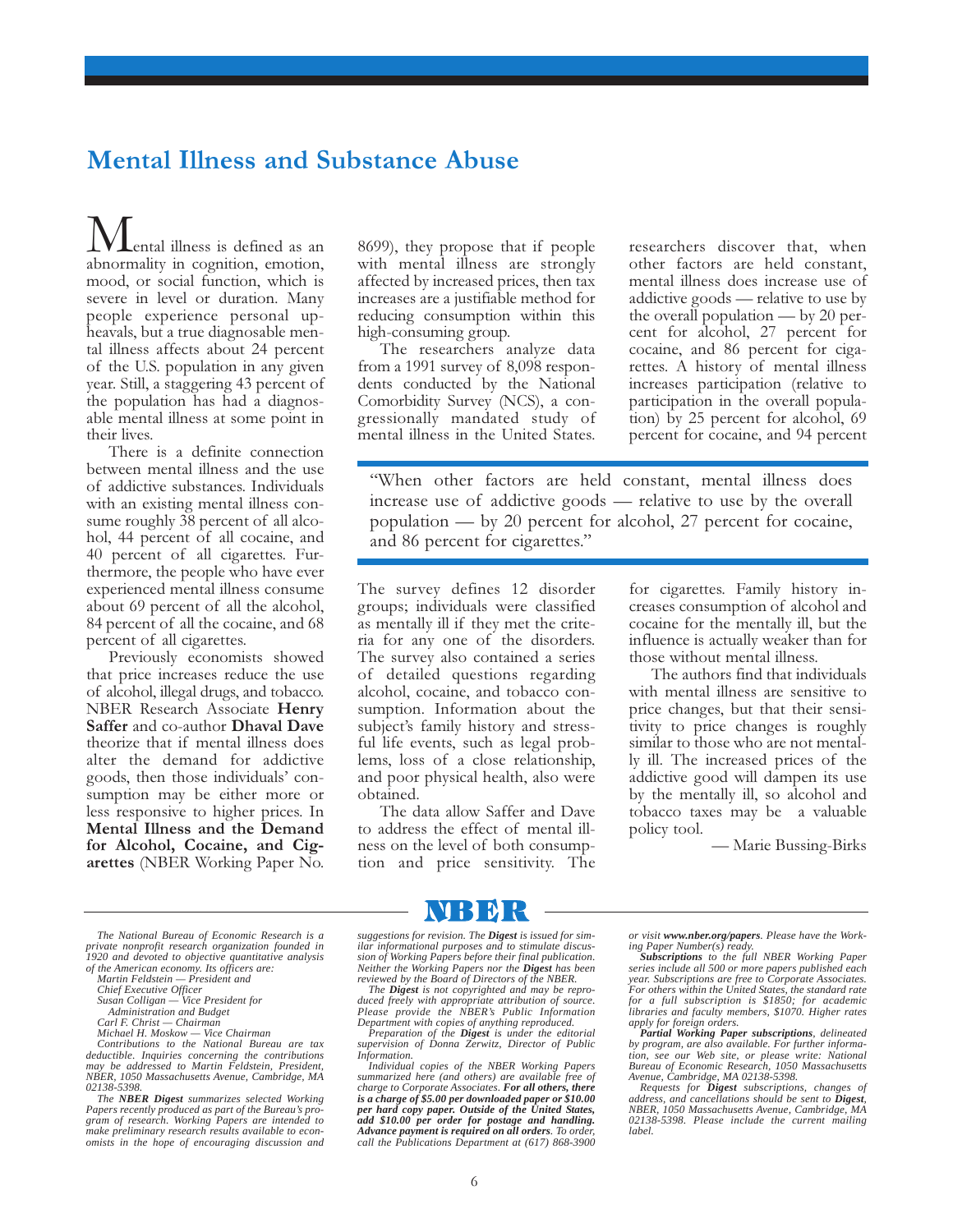# Mental Illness and Substance Abuse

Mental illness is defined as an abnormality in cognition, emotion, mood, or social function, which is severe in level or duration. Many people experience personal upheavals, but a true diagnosable mental illness affects about 24 percent of the U.S. population in any given year. Still, a staggering 43 percent of the population has had a diagnosable mental illness at some point in their lives.

There is a definite connection between mental illness and the use of addictive substances. Individuals with an existing mental illness consume roughly 38 percent of all alcohol, 44 percent of all cocaine, and 40 percent of all cigarettes. Furthermore, the people who have ever experienced mental illness consume about 69 percent of all the alcohol, 84 percent of all the cocaine, and 68 percent of all cigarettes.

Previously economists showed that price increases reduce the use of alcohol, illegal drugs, and tobacco. NBER Research Associate **Henry Saffer** and co-author **Dhaval Dave** theorize that if mental illness does alter the demand for addictive goods, then those individuals' consumption may be either more or less responsive to higher prices. In **Mental Illness and the Demand for Alcohol, Cocaine, and Cigarettes** (NBER Working Paper No. 8699), they propose that if people with mental illness are strongly affected by increased prices, then tax increases are a justifiable method for reducing consumption within this high-consuming group.

The researchers analyze data from a 1991 survey of 8,098 respondents conducted by the National Comorbidity Survey (NCS), a congressionally mandated study of mental illness in the United States. The survey defines 12 disorder groups; individuals were classified as mentally ill if they met the criteria for any one of the disorders. The survey also contained a series of detailed questions regarding alcohol, cocaine, and tobacco consumption. Information about the subject's family history and stressful life events, such as legal problems, loss of a close relationship, and poor physical health, also were obtained.

The data allow Saffer and Dave to address the effect of mental illness on the level of both consumption and price sensitivity. The researchers discover that, when other factors are held constant, mental illness does increase use of addictive goods — relative to use by the overall population — by 20 percent for alcohol, 27 percent for cocaine, and 86 percent for cigarettes. A history of mental illness increases participation (relative to participation in the overall population) by 25 percent for alcohol, 69 percent for cocaine, and 94 percent for cigarettes. Family history increases consumption of alcohol and cocaine for the mentally ill, but the influence is actually weaker than for those without mental illness.

> "When other factors are held constant, mental illness does increase use of addictive goods — relative to use by the overall population — by 20 percent for alcohol, 27 percent for cocaine, and 86 percent for cigarettes."

The authors find that individuals with mental illness are sensitive to price changes, but that their sensitivity to price changes is roughly similar to those who are not mentally ill. The increased prices of the addictive good will dampen its use by the mentally ill, so alcohol and tobacco taxes may be a valuable policy tool.

— Marie Bussing-Birks

---

**NBER**

*The National Bureau of Economic Research is a private nonprofit research organization founded in 1920 and devoted to objective quantitative analysis of the American economy. Its officers are:*
*Martin Feldstein — President and Chief Executive Officer*
*Susan Colligan — Vice President for Administration and Budget*
*Carl F. Christ — Chairman*
*Michael H. Moskow — Vice Chairman*

*Contributions to the National Bureau are tax deductible. Inquiries concerning the contributions may be addressed to Martin Feldstein, President, NBER, 1050 Massachusetts Avenue, Cambridge, MA 02138-5398.*

*The **NBER Digest** summarizes selected Working Papers recently produced as part of the Bureau's program of research. Working Papers are intended to make preliminary research results available to economists in the hope of encouraging discussion and suggestions for revision. The **Digest** is issued for similar informational purposes and to stimulate discussion of Working Papers before their final publication. Neither the Working Papers nor the **Digest** has been reviewed by the Board of Directors of the NBER.*

*The **Digest** is not copyrighted and may be reproduced freely with appropriate attribution of source. Please provide the NBER's Public Information Department with copies of anything reproduced.*

*Preparation of the **Digest** is under the editorial supervision of Donna Zerwitz, Director of Public Information.*

*Individual copies of the NBER Working Papers summarized here (and others) are available free of charge to Corporate Associates. **For all others, there is a charge of $5.00 per downloaded paper or $10.00 per hard copy paper. Outside of the United States, add $10.00 per order for postage and handling. Advance payment is required on all orders**. To order, call the Publications Department at (617) 868-3900 or visit **www.nber.org/papers**. Please have the Working Paper Number(s) ready.*

***Subscriptions** to the full NBER Working Paper series include all 500 or more papers published each year. Subscriptions are free to Corporate Associates. For others within the United States, the standard rate for a full subscription is $1850; for academic libraries and faculty members, $1070. Higher rates apply for foreign orders.*

***Partial Working Paper subscriptions**, delineated by program, are also available. For further information, see our Web site, or please write: National Bureau of Economic Research, 1050 Massachusetts Avenue, Cambridge, MA 02138-5398.*

*Requests for **Digest** subscriptions, changes of address, and cancellations should be sent to **Digest**, NBER, 1050 Massachusetts Avenue, Cambridge, MA 02138-5398. Please include the current mailing label.*